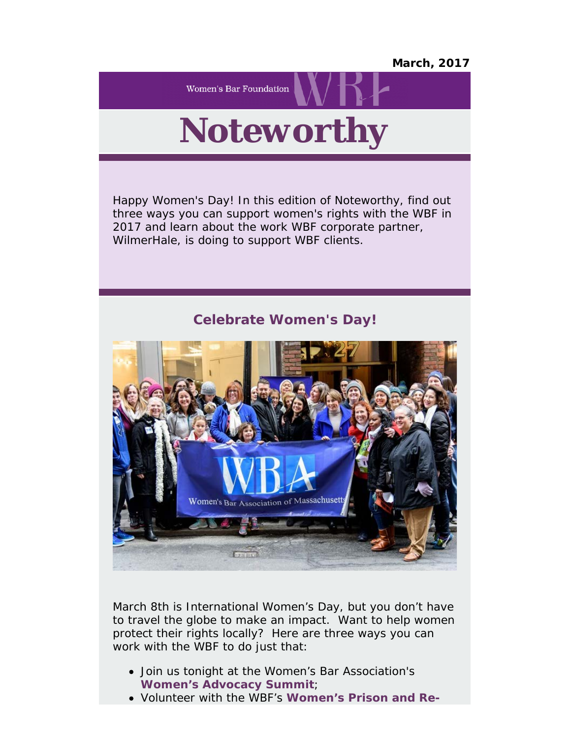**March, 2017**

Women's Bar Foundation

# Noteworthy

Happy Women's Day! In this edition of Noteworthy, find out three ways you can support women's rights with the WBF in 2017 and learn about the work WBF corporate partner, WilmerHale, is doing to support WBF clients.

## Celebrate Women's Day!

March 8th is International Women's Day, but you don't have to travel the globe to make an impact. Want to help women protect their rights locally? Here are three ways you can work with the WBF to do just that:

- Join us tonight at the Women's Bar Association's **Women's Advocacy Summit**;
- Volunteer with the WBF's **Women's Prison and Re-**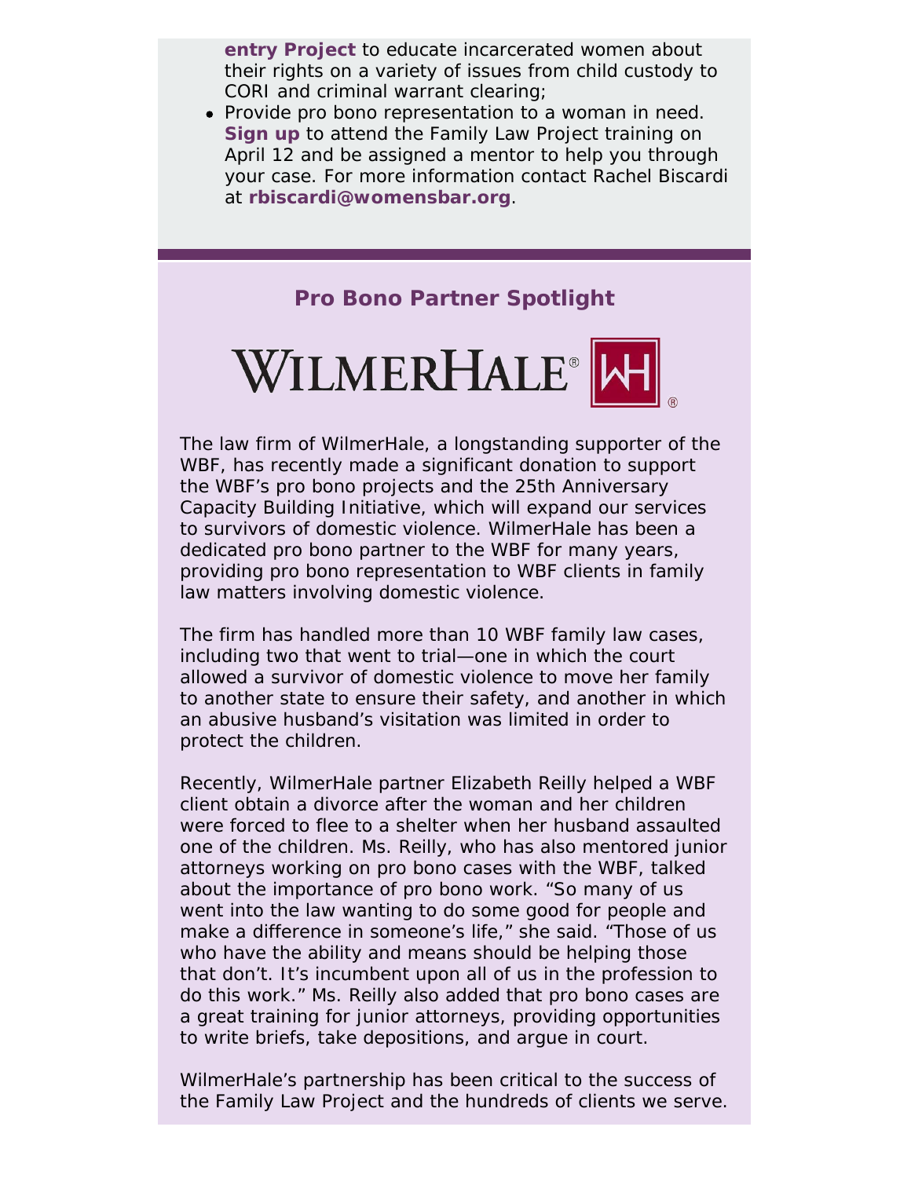**entry Project** to educate incarcerated women about their rights on a variety of issues from child custody to CORI and criminal warrant clearing;

- Provide pro bono representation to a woman in need. **Sign up** to attend the Family Law Project training on April 12 and be assigned a mentor to help you through your case. For more information contact Rachel Biscardi at **rbiscardi@womensbar.org**.

## Pro Bono Partner Spotlight

WILMERHALE®

The law firm of WilmerHale, a longstanding supporter of the WBF, has recently made a significant donation to support the WBF's pro bono projects and the 25th Anniversary Capacity Building Initiative, which will expand our services to survivors of domestic violence. WilmerHale has been a dedicated pro bono partner to the WBF for many years, providing pro bono representation to WBF clients in family law matters involving domestic violence.

The firm has handled more than 10 WBF family law cases, including two that went to trial—one in which the court allowed a survivor of domestic violence to move her family to another state to ensure their safety, and another in which an abusive husband's visitation was limited in order to protect the children.

Recently, WilmerHale partner Elizabeth Reilly helped a WBF client obtain a divorce after the woman and her children were forced to flee to a shelter when her husband assaulted one of the children. Ms. Reilly, who has also mentored junior attorneys working on pro bono cases with the WBF, talked about the importance of pro bono work. "So many of us went into the law wanting to do some good for people and make a difference in someone's life," she said. "Those of us who have the ability and means should be helping those that don't. It's incumbent upon all of us in the profession to do this work." Ms. Reilly also added that pro bono cases are a great training for junior attorneys, providing opportunities to write briefs, take depositions, and argue in court.

WilmerHale's partnership has been critical to the success of the Family Law Project and the hundreds of clients we serve.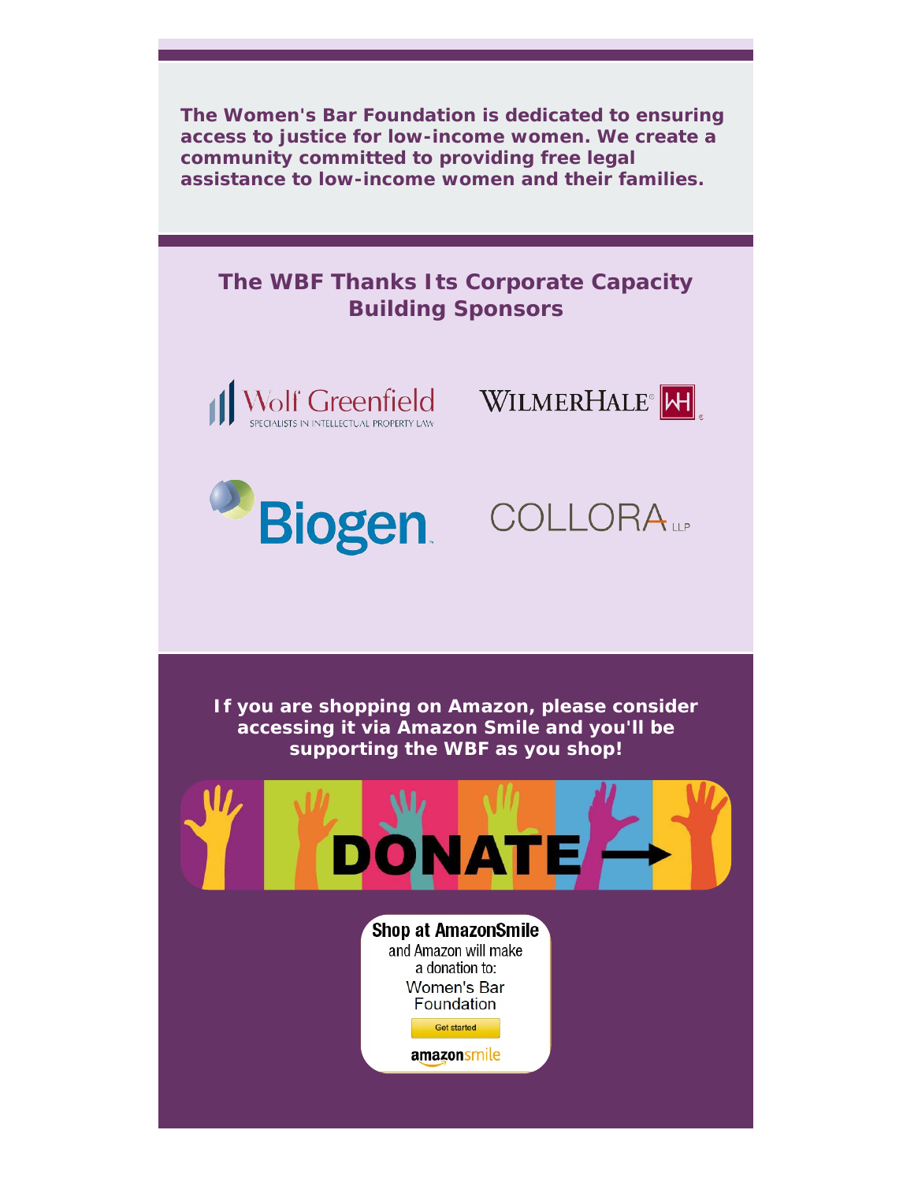**The Women's Bar Foundation is dedicated to ensuring access to justice for low-income women. We create a community committed to providing free legal assistance to low-income women and their families.**

## The WBF Thanks Its Corporate Capacity Building Sponsors

Wolf Greenfield
SPECIALISTS IN INTELLECTUAL PROPERTY LAW

WILMERHALE

Biogen

COLLORA LLP

**If you are shopping on Amazon, please consider accessing it via Amazon Smile and you'll be supporting the WBF as you shop!**

DONATE →

**Shop at AmazonSmile**
and Amazon will make a donation to:
Women's Bar Foundation

Get started

amazonsmile